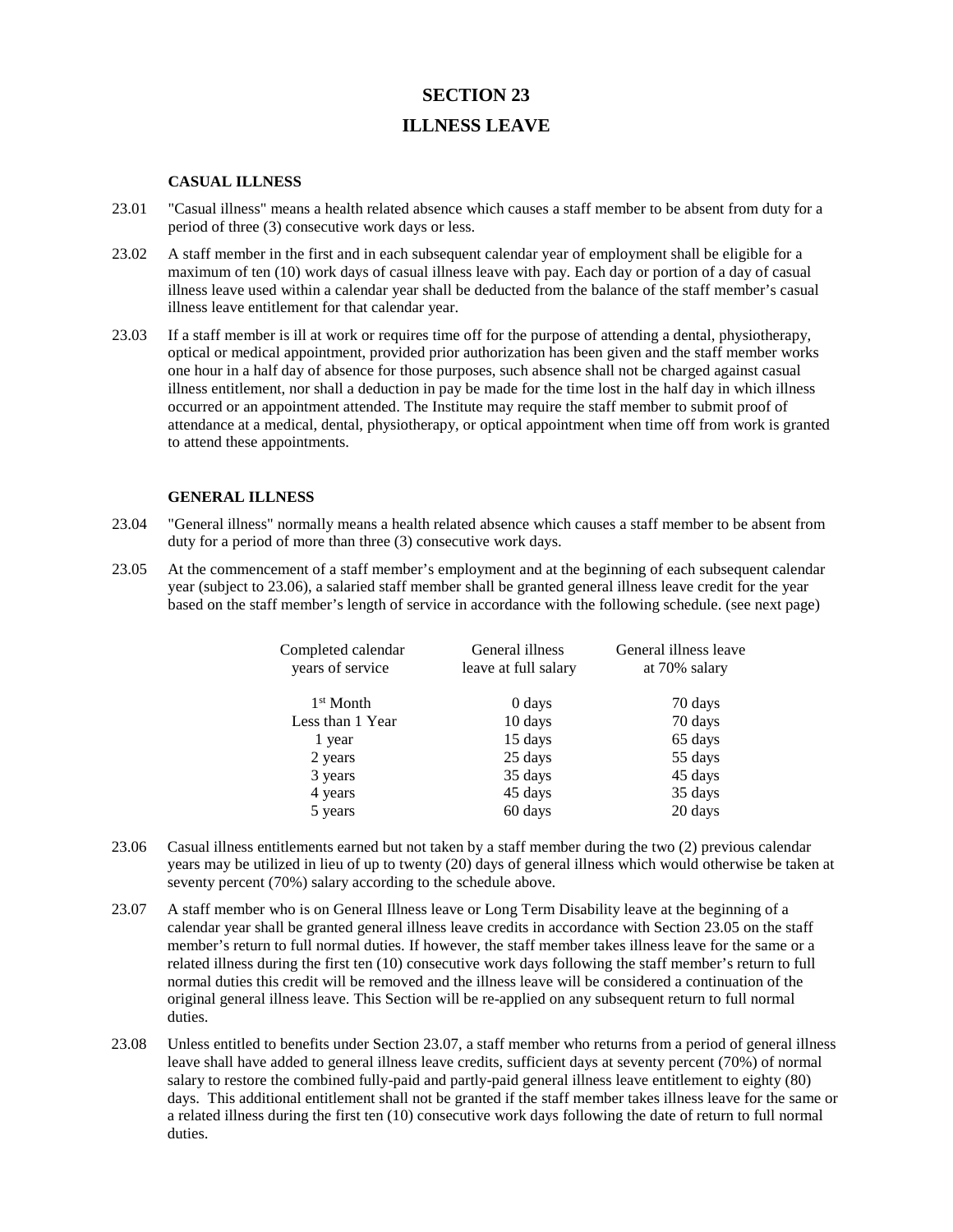# SECTION 23

# ILLNESS LEAVE

### CASUAL ILLNESS

23.01 "Casual illness" means a health related absence which causes a staff member to be absent from duty for a period of three (3) consecutive work days or less.

23.02 A staff member in the first and in each subsequent calendar year of employment shall be eligible for a maximum of ten (10) work days of casual illness leave with pay. Each day or portion of a day of casual illness leave used within a calendar year shall be deducted from the balance of the staff member's casual illness leave entitlement for that calendar year.

23.03 If a staff member is ill at work or requires time off for the purpose of attending a dental, physiotherapy, optical or medical appointment, provided prior authorization has been given and the staff member works one hour in a half day of absence for those purposes, such absence shall not be charged against casual illness entitlement, nor shall a deduction in pay be made for the time lost in the half day in which illness occurred or an appointment attended. The Institute may require the staff member to submit proof of attendance at a medical, dental, physiotherapy, or optical appointment when time off from work is granted to attend these appointments.

### GENERAL ILLNESS

23.04 "General illness" normally means a health related absence which causes a staff member to be absent from duty for a period of more than three (3) consecutive work days.

23.05 At the commencement of a staff member's employment and at the beginning of each subsequent calendar year (subject to 23.06), a salaried staff member shall be granted general illness leave credit for the year based on the staff member's length of service in accordance with the following schedule. (see next page)

| Completed calendar years of service | General illness leave at full salary | General illness leave at 70% salary |
|---|---|---|
| 1st Month | 0 days | 70 days |
| Less than 1 Year | 10 days | 70 days |
| 1 year | 15 days | 65 days |
| 2 years | 25 days | 55 days |
| 3 years | 35 days | 45 days |
| 4 years | 45 days | 35 days |
| 5 years | 60 days | 20 days |

23.06 Casual illness entitlements earned but not taken by a staff member during the two (2) previous calendar years may be utilized in lieu of up to twenty (20) days of general illness which would otherwise be taken at seventy percent (70%) salary according to the schedule above.

23.07 A staff member who is on General Illness leave or Long Term Disability leave at the beginning of a calendar year shall be granted general illness leave credits in accordance with Section 23.05 on the staff member's return to full normal duties. If however, the staff member takes illness leave for the same or a related illness during the first ten (10) consecutive work days following the staff member's return to full normal duties this credit will be removed and the illness leave will be considered a continuation of the original general illness leave. This Section will be re-applied on any subsequent return to full normal duties.

23.08 Unless entitled to benefits under Section 23.07, a staff member who returns from a period of general illness leave shall have added to general illness leave credits, sufficient days at seventy percent (70%) of normal salary to restore the combined fully-paid and partly-paid general illness leave entitlement to eighty (80) days. This additional entitlement shall not be granted if the staff member takes illness leave for the same or a related illness during the first ten (10) consecutive work days following the date of return to full normal duties.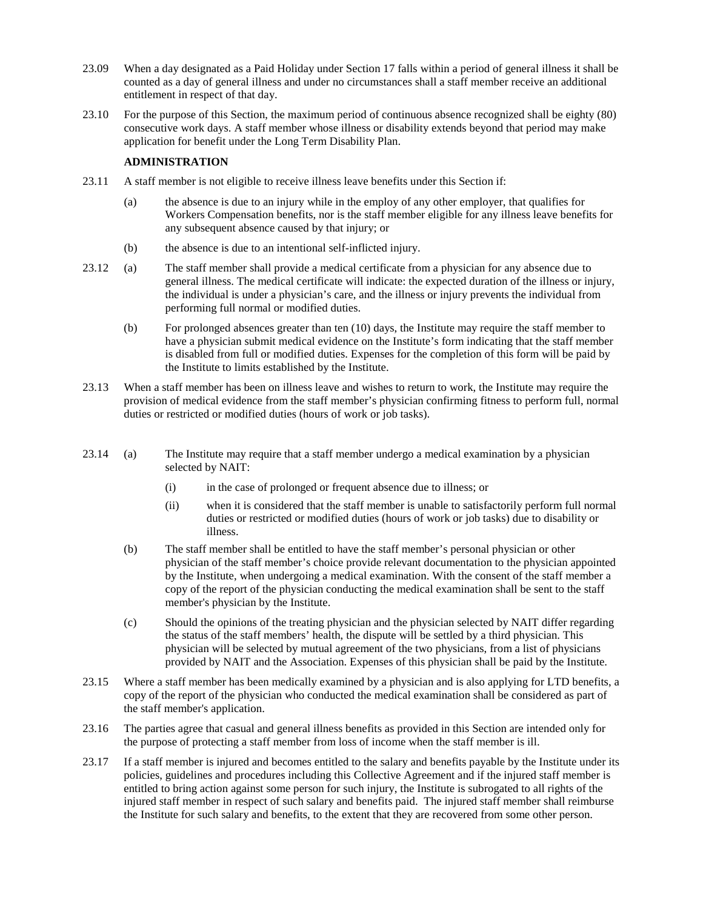23.09 When a day designated as a Paid Holiday under Section 17 falls within a period of general illness it shall be counted as a day of general illness and under no circumstances shall a staff member receive an additional entitlement in respect of that day.

23.10 For the purpose of this Section, the maximum period of continuous absence recognized shall be eighty (80) consecutive work days. A staff member whose illness or disability extends beyond that period may make application for benefit under the Long Term Disability Plan.

**ADMINISTRATION**

23.11 A staff member is not eligible to receive illness leave benefits under this Section if:

(a) the absence is due to an injury while in the employ of any other employer, that qualifies for Workers Compensation benefits, nor is the staff member eligible for any illness leave benefits for any subsequent absence caused by that injury; or

(b) the absence is due to an intentional self-inflicted injury.

23.12 (a) The staff member shall provide a medical certificate from a physician for any absence due to general illness. The medical certificate will indicate: the expected duration of the illness or injury, the individual is under a physician's care, and the illness or injury prevents the individual from performing full normal or modified duties.

(b) For prolonged absences greater than ten (10) days, the Institute may require the staff member to have a physician submit medical evidence on the Institute's form indicating that the staff member is disabled from full or modified duties. Expenses for the completion of this form will be paid by the Institute to limits established by the Institute.

23.13 When a staff member has been on illness leave and wishes to return to work, the Institute may require the provision of medical evidence from the staff member's physician confirming fitness to perform full, normal duties or restricted or modified duties (hours of work or job tasks).

23.14 (a) The Institute may require that a staff member undergo a medical examination by a physician selected by NAIT:

(i) in the case of prolonged or frequent absence due to illness; or

(ii) when it is considered that the staff member is unable to satisfactorily perform full normal duties or restricted or modified duties (hours of work or job tasks) due to disability or illness.

(b) The staff member shall be entitled to have the staff member's personal physician or other physician of the staff member's choice provide relevant documentation to the physician appointed by the Institute, when undergoing a medical examination. With the consent of the staff member a copy of the report of the physician conducting the medical examination shall be sent to the staff member's physician by the Institute.

(c) Should the opinions of the treating physician and the physician selected by NAIT differ regarding the status of the staff members' health, the dispute will be settled by a third physician. This physician will be selected by mutual agreement of the two physicians, from a list of physicians provided by NAIT and the Association. Expenses of this physician shall be paid by the Institute.

23.15 Where a staff member has been medically examined by a physician and is also applying for LTD benefits, a copy of the report of the physician who conducted the medical examination shall be considered as part of the staff member's application.

23.16 The parties agree that casual and general illness benefits as provided in this Section are intended only for the purpose of protecting a staff member from loss of income when the staff member is ill.

23.17 If a staff member is injured and becomes entitled to the salary and benefits payable by the Institute under its policies, guidelines and procedures including this Collective Agreement and if the injured staff member is entitled to bring action against some person for such injury, the Institute is subrogated to all rights of the injured staff member in respect of such salary and benefits paid. The injured staff member shall reimburse the Institute for such salary and benefits, to the extent that they are recovered from some other person.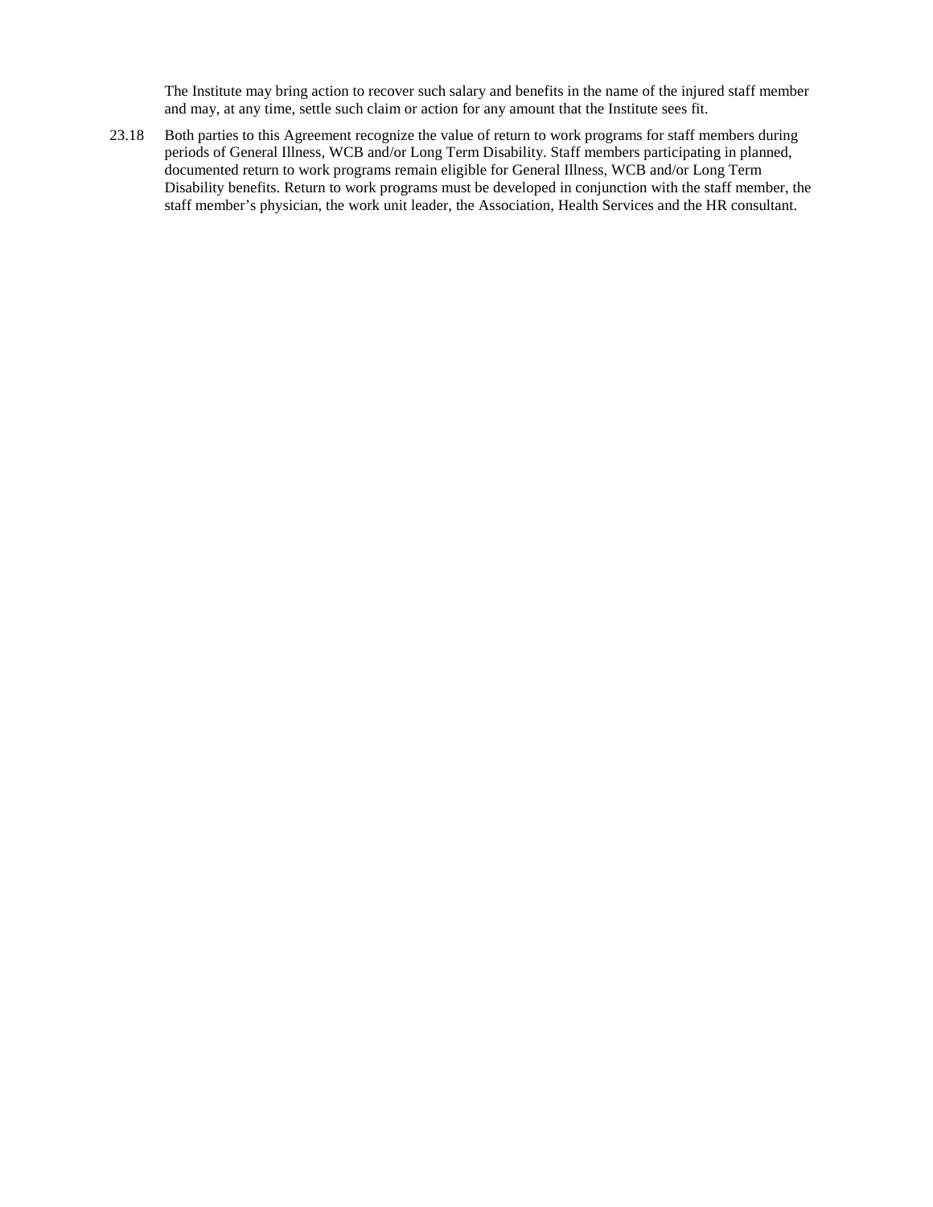The Institute may bring action to recover such salary and benefits in the name of the injured staff member and may, at any time, settle such claim or action for any amount that the Institute sees fit.

23.18 Both parties to this Agreement recognize the value of return to work programs for staff members during periods of General Illness, WCB and/or Long Term Disability. Staff members participating in planned, documented return to work programs remain eligible for General Illness, WCB and/or Long Term Disability benefits. Return to work programs must be developed in conjunction with the staff member, the staff member's physician, the work unit leader, the Association, Health Services and the HR consultant.